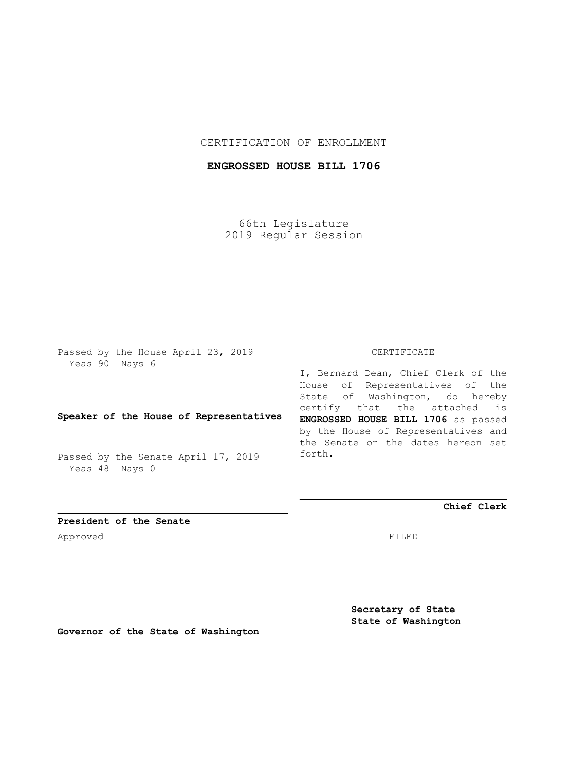CERTIFICATION OF ENROLLMENT

**ENGROSSED HOUSE BILL 1706**

66th Legislature
2019 Regular Session

Passed by the House April 23, 2019
Yeas 90 Nays 6

**Speaker of the House of Representatives**

Passed by the Senate April 17, 2019
Yeas 48 Nays 0

**President of the Senate**

Approved

**Governor of the State of Washington**

CERTIFICATE

I, Bernard Dean, Chief Clerk of the House of Representatives of the State of Washington, do hereby certify that the attached is **ENGROSSED HOUSE BILL 1706** as passed by the House of Representatives and the Senate on the dates hereon set forth.

**Chief Clerk**

FILED

**Secretary of State**
**State of Washington**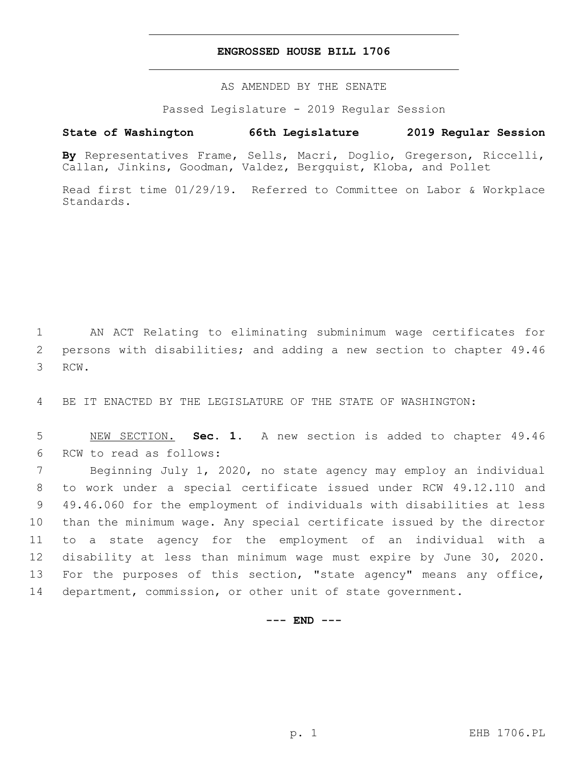## ENGROSSED HOUSE BILL 1706

AS AMENDED BY THE SENATE

Passed Legislature - 2019 Regular Session

**State of Washington 66th Legislature 2019 Regular Session**

**By** Representatives Frame, Sells, Macri, Doglio, Gregerson, Riccelli, Callan, Jinkins, Goodman, Valdez, Bergquist, Kloba, and Pollet

Read first time 01/29/19. Referred to Committee on Labor & Workplace Standards.

1 AN ACT Relating to eliminating subminimum wage certificates for
2 persons with disabilities; and adding a new section to chapter 49.46
3 RCW.

4 BE IT ENACTED BY THE LEGISLATURE OF THE STATE OF WASHINGTON:

5 NEW SECTION. **Sec. 1.** A new section is added to chapter 49.46
6 RCW to read as follows:
7 Beginning July 1, 2020, no state agency may employ an individual
8 to work under a special certificate issued under RCW 49.12.110 and
9 49.46.060 for the employment of individuals with disabilities at less
10 than the minimum wage. Any special certificate issued by the director
11 to a state agency for the employment of an individual with a
12 disability at less than minimum wage must expire by June 30, 2020.
13 For the purposes of this section, "state agency" means any office,
14 department, commission, or other unit of state government.

**--- END ---**